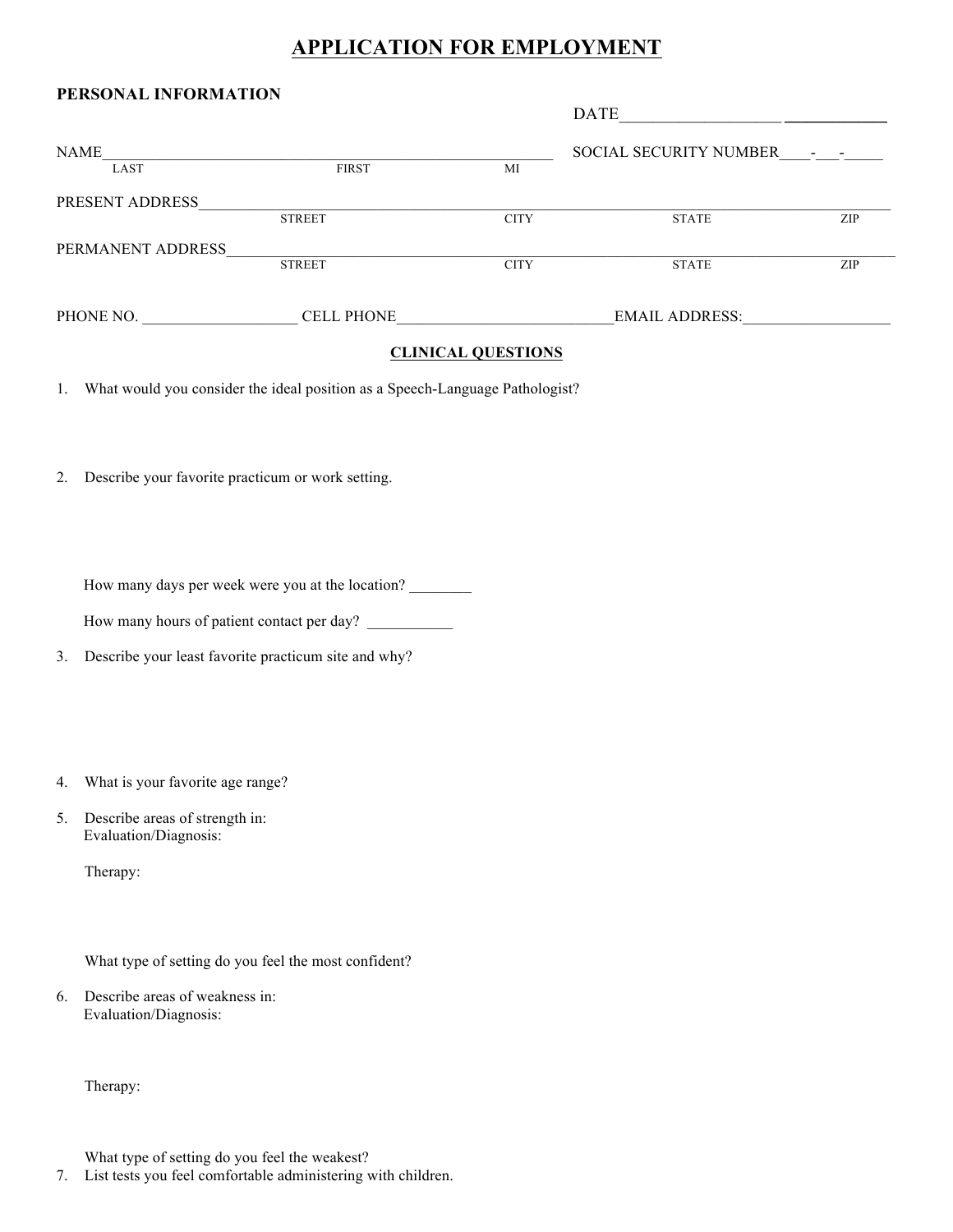# APPLICATION FOR EMPLOYMENT

**PERSONAL INFORMATION**

DATE___________________ ____________

NAME_____________________________________________________ SOCIAL SECURITY NUMBER____-___-_____
LAST FIRST MI

PRESENT ADDRESS___________________________________________________________________________
STREET CITY STATE ZIP

PERMANENT ADDRESS_________________________________________________________________________
STREET CITY STATE ZIP

PHONE NO. ___________________ CELL PHONE__________________________EMAIL ADDRESS:__________________

**CLINICAL QUESTIONS**

1. What would you consider the ideal position as a Speech-Language Pathologist?

2. Describe your favorite practicum or work setting.

   How many days per week were you at the location? ________

   How many hours of patient contact per day? ___________

3. Describe your least favorite practicum site and why?

4. What is your favorite age range?

5. Describe areas of strength in:
   Evaluation/Diagnosis:

   Therapy:

   What type of setting do you feel the most confident?

6. Describe areas of weakness in:
   Evaluation/Diagnosis:

   Therapy:

   What type of setting do you feel the weakest?

7. List tests you feel comfortable administering with children.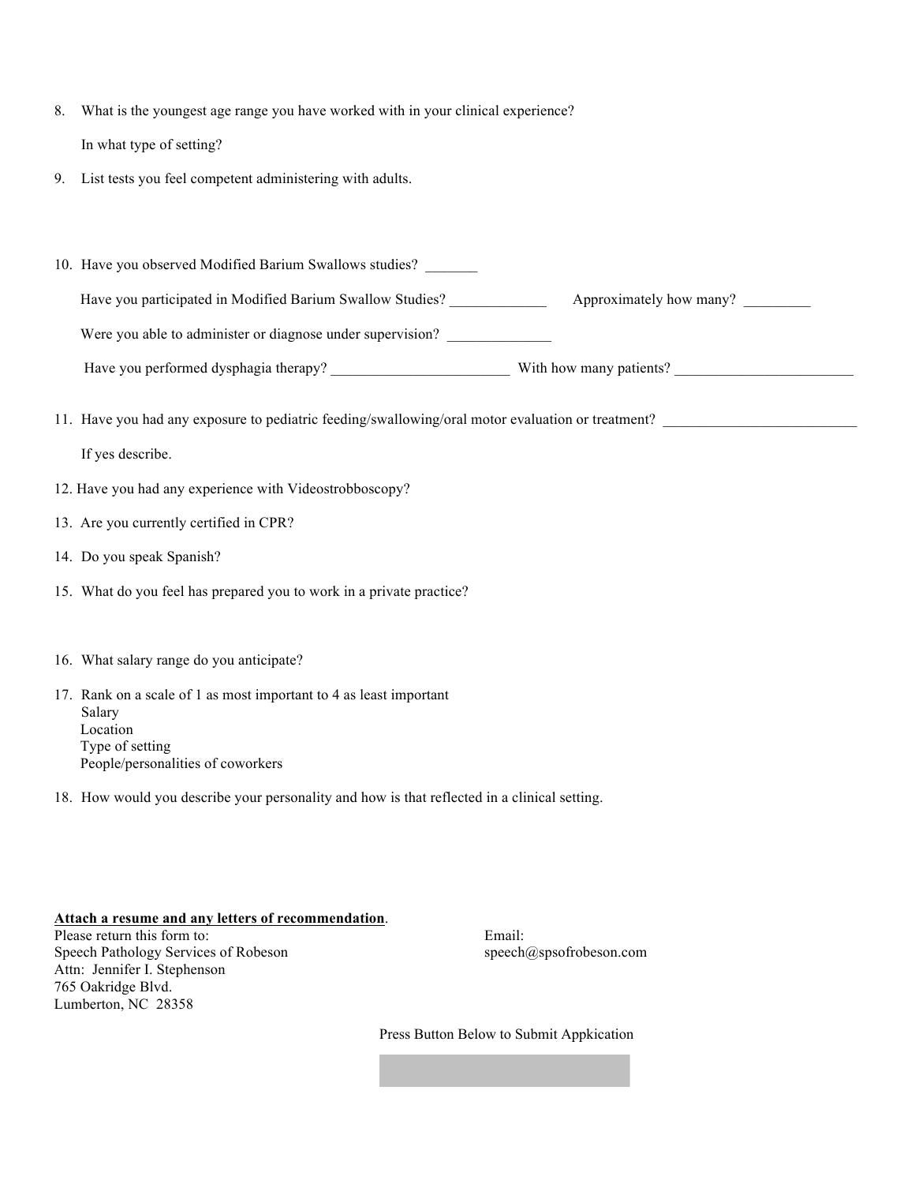8. What is the youngest age range you have worked with in your clinical experience?

   In what type of setting?

9. List tests you feel competent administering with adults.

10. Have you observed Modified Barium Swallows studies? _______

    Have you participated in Modified Barium Swallow Studies? _____________ Approximately how many? _________

    Were you able to administer or diagnose under supervision? ______________

    Have you performed dysphagia therapy? ________________________ With how many patients? ________________________

11. Have you had any exposure to pediatric feeding/swallowing/oral motor evaluation or treatment? __________________________

    If yes describe.

12. Have you had any experience with Videostrobboscopy?

13. Are you currently certified in CPR?

14. Do you speak Spanish?

15. What do you feel has prepared you to work in a private practice?

16. What salary range do you anticipate?

17. Rank on a scale of 1 as most important to 4 as least important
    Salary
    Location
    Type of setting
    People/personalities of coworkers

18. How would you describe your personality and how is that reflected in a clinical setting.

**Attach a resume and any letters of recommendation**.

Please return this form to:
Speech Pathology Services of Robeson
Attn: Jennifer I. Stephenson
765 Oakridge Blvd.
Lumberton, NC 28358

Email:
speech@spsofrobeson.com

Press Button Below to Submit Appkication